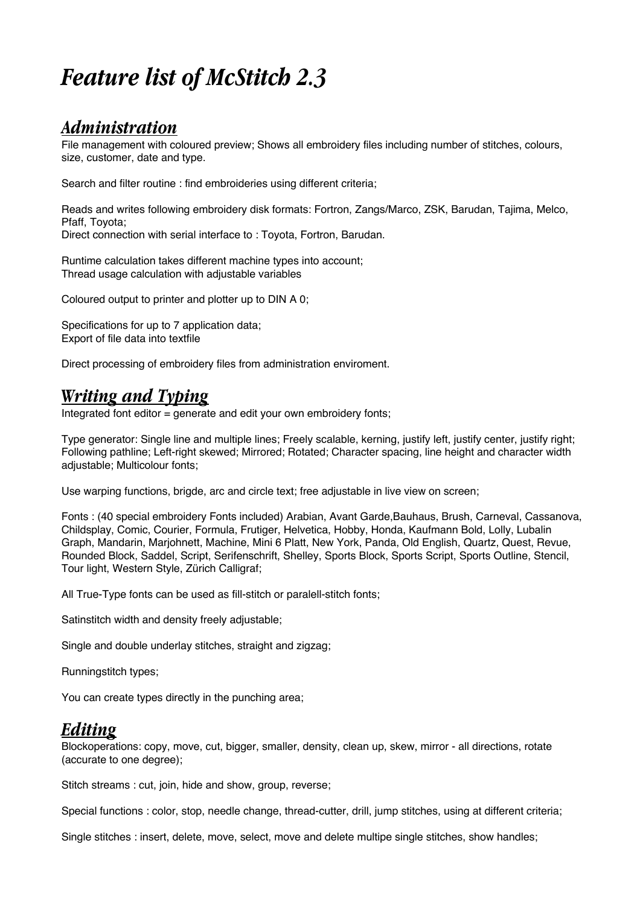# *Feature list of McStitch 2.3*

## *Administration*

File management with coloured preview; Shows all embroidery files including number of stitches, colours, size, customer, date and type.

Search and filter routine : find embroideries using different criteria;

Reads and writes following embroidery disk formats: Fortron, Zangs/Marco, ZSK, Barudan, Tajima, Melco, Pfaff, Toyota;
Direct connection with serial interface to : Toyota, Fortron, Barudan.

Runtime calculation takes different machine types into account;
Thread usage calculation with adjustable variables

Coloured output to printer and plotter up to DIN A 0;

Specifications for up to 7 application data;
Export of file data into textfile

Direct processing of embroidery files from administration enviroment.

## *Writing and Typing*

Integrated font editor = generate and edit your own embroidery fonts;

Type generator: Single line and multiple lines; Freely scalable, kerning, justify left, justify center, justify right; Following pathline; Left-right skewed; Mirrored; Rotated; Character spacing, line height and character width adjustable; Multicolour fonts;

Use warping functions, brigde, arc and circle text; free adjustable in live view on screen;

Fonts : (40 special embroidery Fonts included) Arabian, Avant Garde,Bauhaus, Brush, Carneval, Cassanova, Childsplay, Comic, Courier, Formula, Frutiger, Helvetica, Hobby, Honda, Kaufmann Bold, Lolly, Lubalin Graph, Mandarin, Marjohnett, Machine, Mini 6 Platt, New York, Panda, Old English, Quartz, Quest, Revue, Rounded Block, Saddel, Script, Serifenschrift, Shelley, Sports Block, Sports Script, Sports Outline, Stencil, Tour light, Western Style, Zürich Calligraf;

All True-Type fonts can be used as fill-stitch or paralell-stitch fonts;

Satinstitch width and density freely adjustable;

Single and double underlay stitches, straight and zigzag;

Runningstitch types;

You can create types directly in the punching area;

## *Editing*

Blockoperations: copy, move, cut, bigger, smaller, density, clean up, skew, mirror - all directions, rotate (accurate to one degree);

Stitch streams : cut, join, hide and show, group, reverse;

Special functions : color, stop, needle change, thread-cutter, drill, jump stitches, using at different criteria;

Single stitches : insert, delete, move, select, move and delete multipe single stitches, show handles;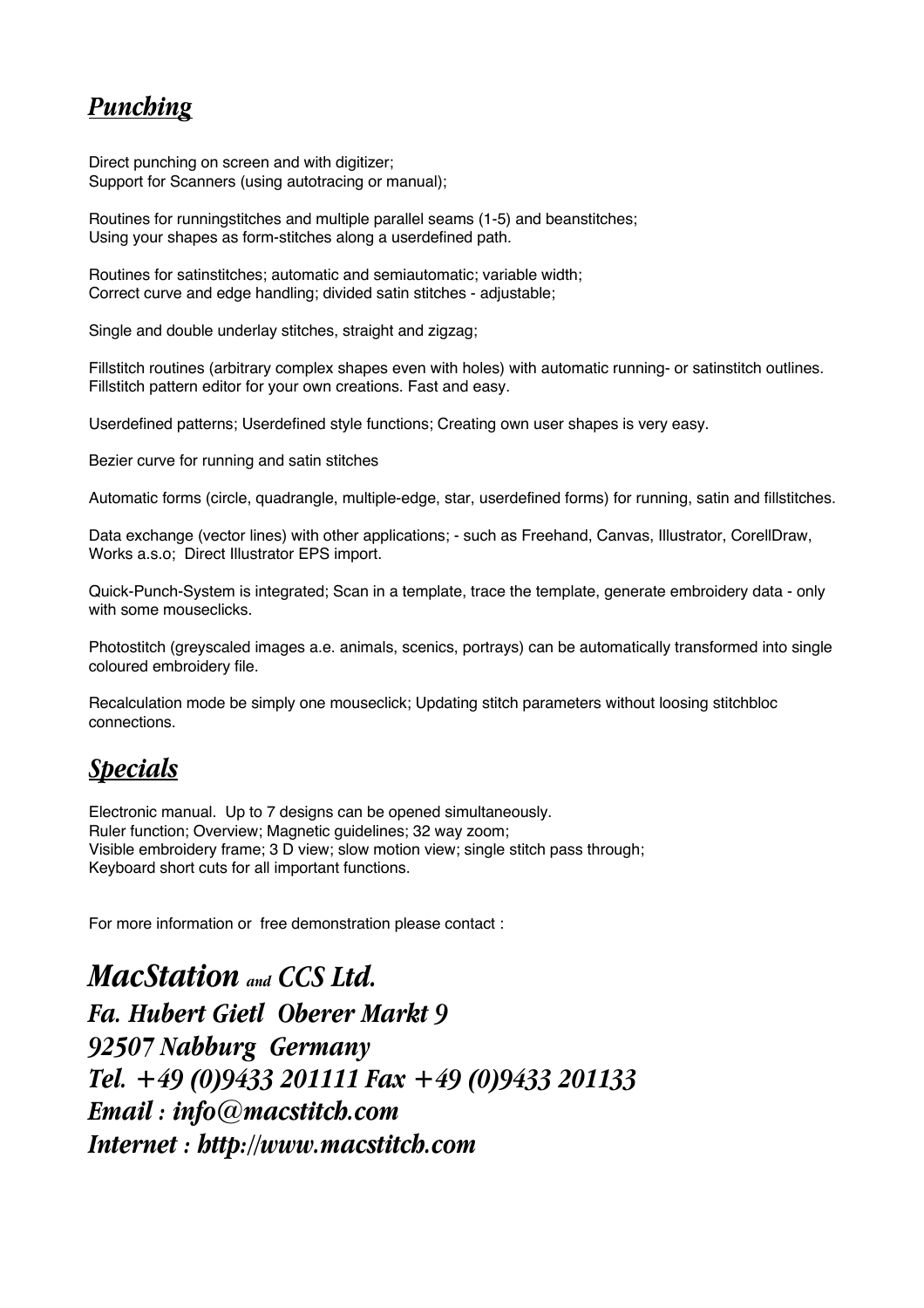## ***Punching***

Direct punching on screen and with digitizer;
Support for Scanners (using autotracing or manual);

Routines for runningstitches and multiple parallel seams (1-5) and beanstitches;
Using your shapes as form-stitches along a userdefined path.

Routines for satinstitches; automatic and semiautomatic; variable width;
Correct curve and edge handling; divided satin stitches - adjustable;

Single and double underlay stitches, straight and zigzag;

Fillstitch routines (arbitrary complex shapes even with holes) with automatic running- or satinstitch outlines.
Fillstitch pattern editor for your own creations. Fast and easy.

Userdefined patterns; Userdefined style functions; Creating own user shapes is very easy.

Bezier curve for running and satin stitches

Automatic forms (circle, quadrangle, multiple-edge, star, userdefined forms) for running, satin and fillstitches.

Data exchange (vector lines) with other applications; - such as Freehand, Canvas, Illustrator, CorellDraw, Works a.s.o; Direct Illustrator EPS import.

Quick-Punch-System is integrated; Scan in a template, trace the template, generate embroidery data - only with some mouseclicks.

Photostitch (greyscaled images a.e. animals, scenics, portrays) can be automatically transformed into single coloured embroidery file.

Recalculation mode be simply one mouseclick; Updating stitch parameters without loosing stitchbloc connections.

## ***Specials***

Electronic manual. Up to 7 designs can be opened simultaneously.
Ruler function; Overview; Magnetic guidelines; 32 way zoom;
Visible embroidery frame; 3 D view; slow motion view; single stitch pass through;
Keyboard short cuts for all important functions.

For more information or free demonstration please contact :

***MacStation and CCS Ltd.***
***Fa. Hubert Gietl Oberer Markt 9***
***92507 Nabburg Germany***
***Tel. +49 (0)9433 201111 Fax +49 (0)9433 201133***
***Email : info@macstitch.com***
***Internet : http://www.macstitch.com***